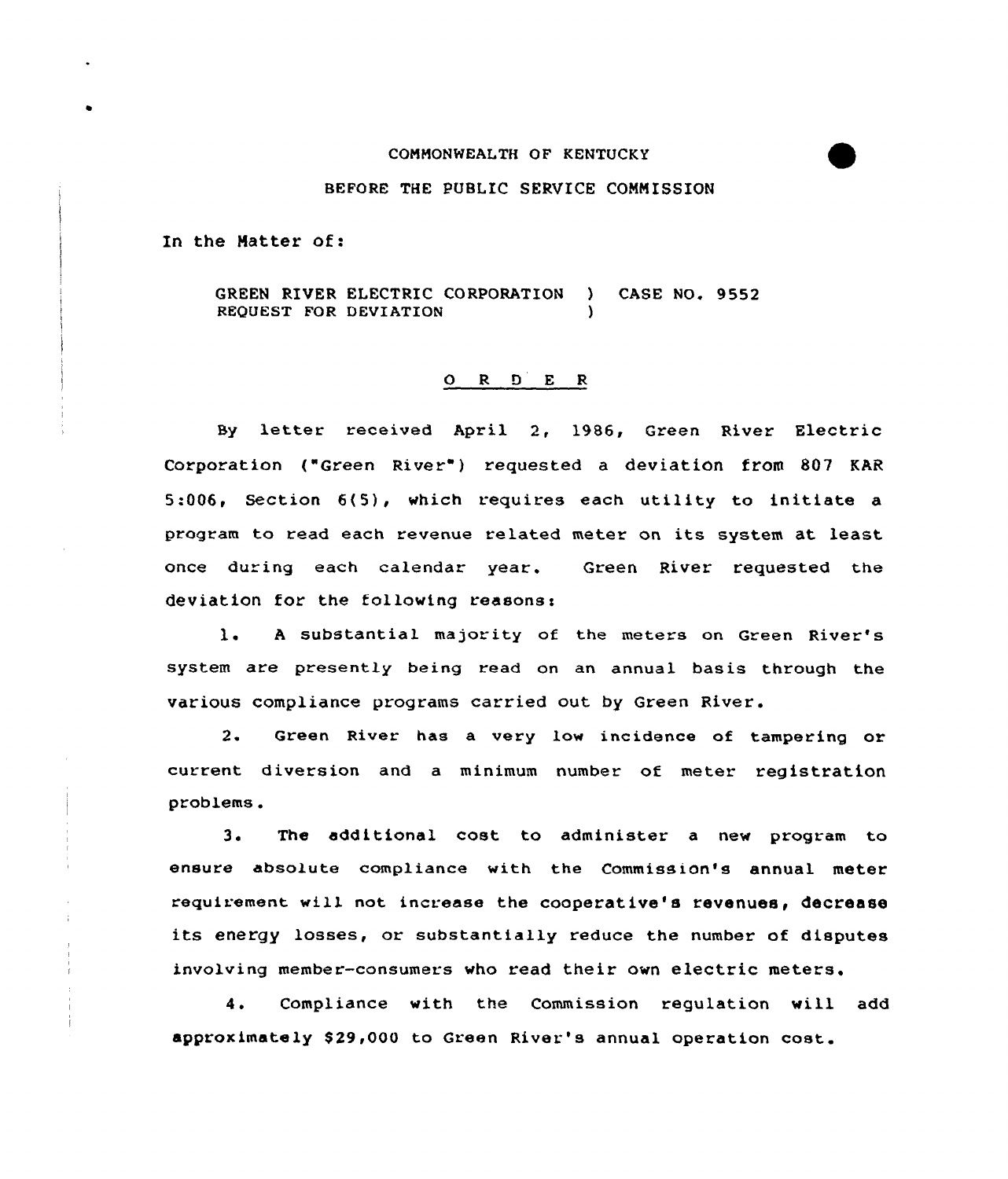COMMONWEALTH OF KENTUCKY

BEFORE THE PUBLIC SERVICE COMMISSION

In the Matter of:

GREEN RIVER ELECTRIC CORPORATION ) CASE NO. 9552
REQUEST FOR DEVIATION )

## O R D E R

By letter received April 2, 1986, Green River Electric Corporation ("Green River") requested a deviation from 807 KAR 5:006, Section 6(5), which requires each utility to initiate a program to read each revenue related meter on its system at least once during each calendar year. Green River requested the deviation for the following reasons:

1. A substantial majority of the meters on Green River's system are presently being read on an annual basis through the various compliance programs carried out by Green River.

2. Green River has a very low incidence of tampering or current diversion and a minimum number of meter registration problems.

3. The additional cost to administer a new program to ensure absolute compliance with the Commission's annual meter requirement will not increase the cooperative's revenues, decrease its energy losses, or substantially reduce the number of disputes involving member-consumers who read their own electric meters.

4. Compliance with the Commission regulation will add approximately $29,000 to Green River's annual operation cost.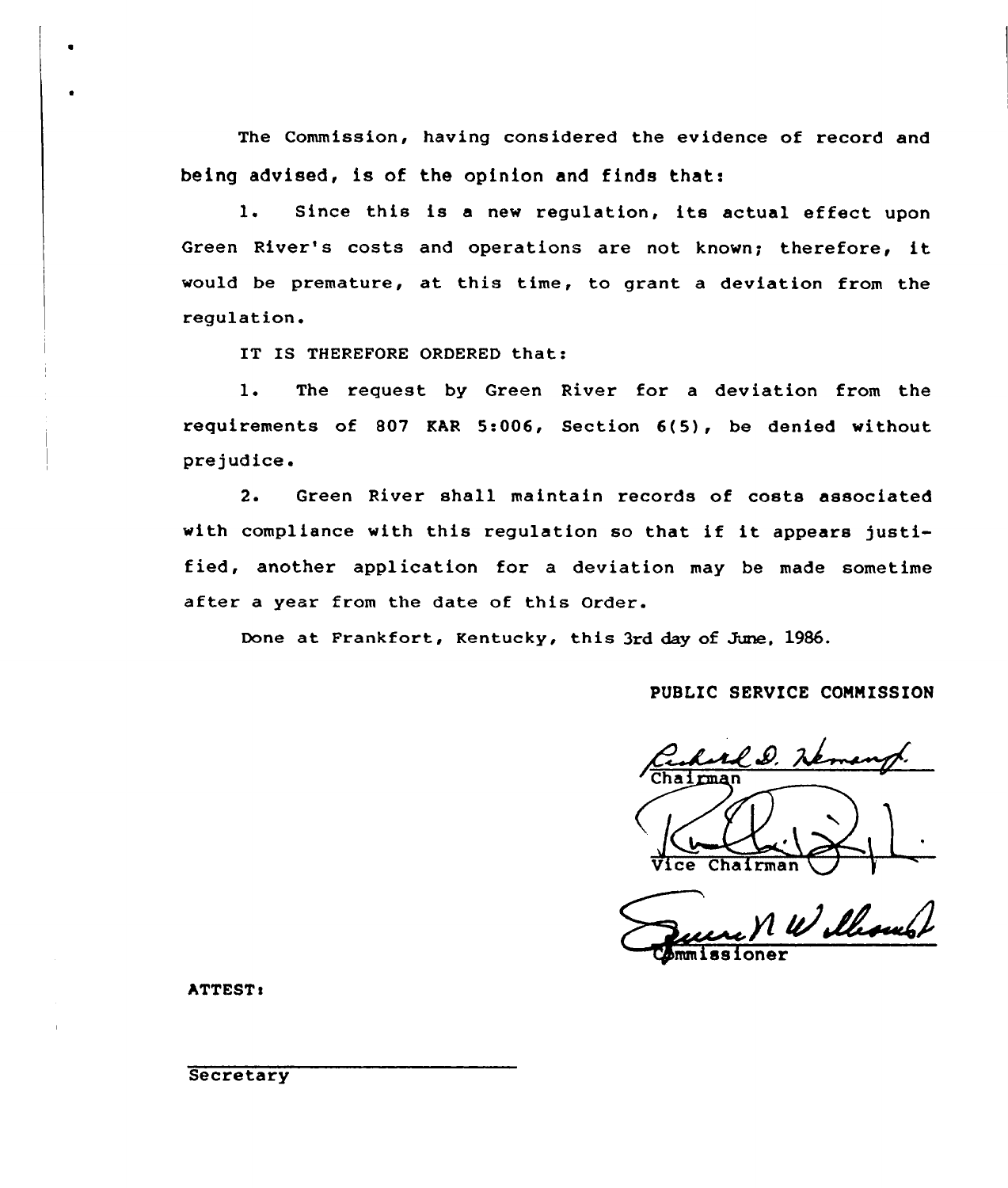The Commission, having considered the evidence of record and being advised, is of the opinion and finds that:

1. Since this is a new regulation, its actual effect upon Green River's costs and operations are not known; therefore, it would be premature, at this time, to grant a deviation from the regulation.

IT IS THEREFORE ORDERED that:

1. The request by Green River for a deviation from the requirements of 807 KAR 5:006, Section 6(5), be denied without prejudice.

2. Green River shall maintain records of costs associated with compliance with this regulation so that if it appears justified, another application for a deviation may be made sometime after a year from the date of this Order.

Done at Frankfort, Kentucky, this 3rd day of June, 1986.

PUBLIC SERVICE COMMISSION

Chairman

Vice Chairman

Commissioner

ATTEST:

Secretary